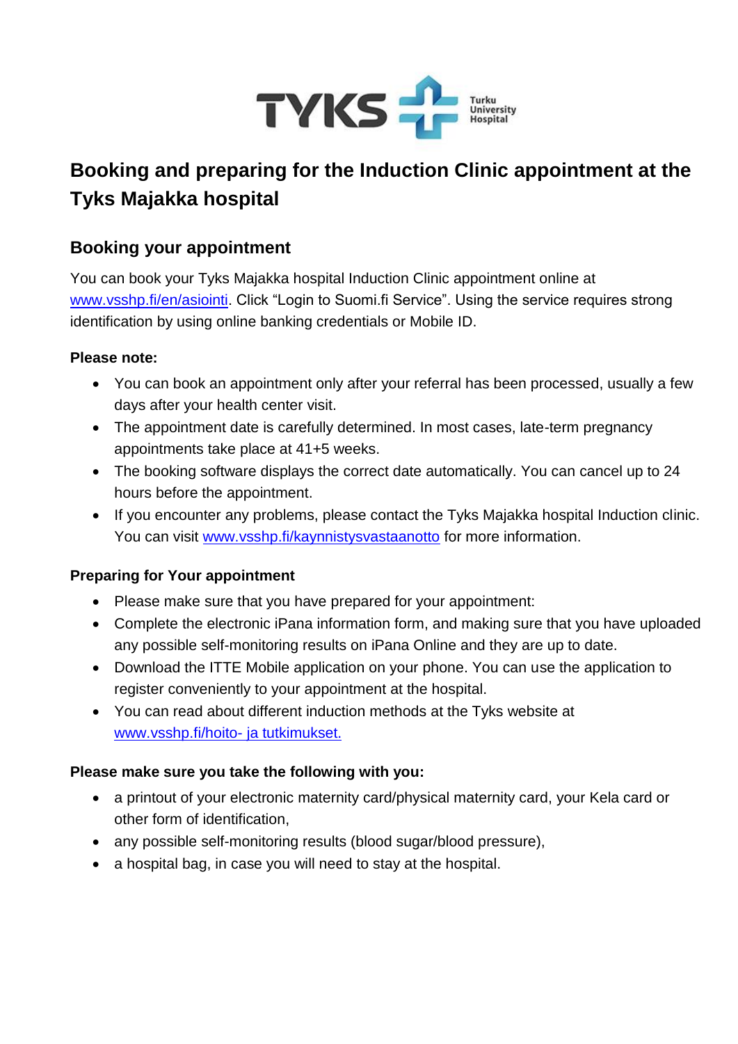# Booking and preparing for the Induction Clinic appointment at the Tyks Majakka hospital

## Booking your appointment

You can book your Tyks Majakka hospital Induction Clinic appointment online at www.vsshp.fi/en/asiointi. Click "Login to Suomi.fi Service". Using the service requires strong identification by using online banking credentials or Mobile ID.

**Please note:**

- You can book an appointment only after your referral has been processed, usually a few days after your health center visit.
- The appointment date is carefully determined. In most cases, late-term pregnancy appointments take place at 41+5 weeks.
- The booking software displays the correct date automatically. You can cancel up to 24 hours before the appointment.
- If you encounter any problems, please contact the Tyks Majakka hospital Induction clinic. You can visit www.vsshp.fi/kaynnistysvastaanotto for more information.

**Preparing for Your appointment**

- Please make sure that you have prepared for your appointment:
- Complete the electronic iPana information form, and making sure that you have uploaded any possible self-monitoring results on iPana Online and they are up to date.
- Download the ITTE Mobile application on your phone. You can use the application to register conveniently to your appointment at the hospital.
- You can read about different induction methods at the Tyks website at www.vsshp.fi/hoito- ja tutkimukset.

**Please make sure you take the following with you:**

- a printout of your electronic maternity card/physical maternity card, your Kela card or other form of identification,
- any possible self-monitoring results (blood sugar/blood pressure),
- a hospital bag, in case you will need to stay at the hospital.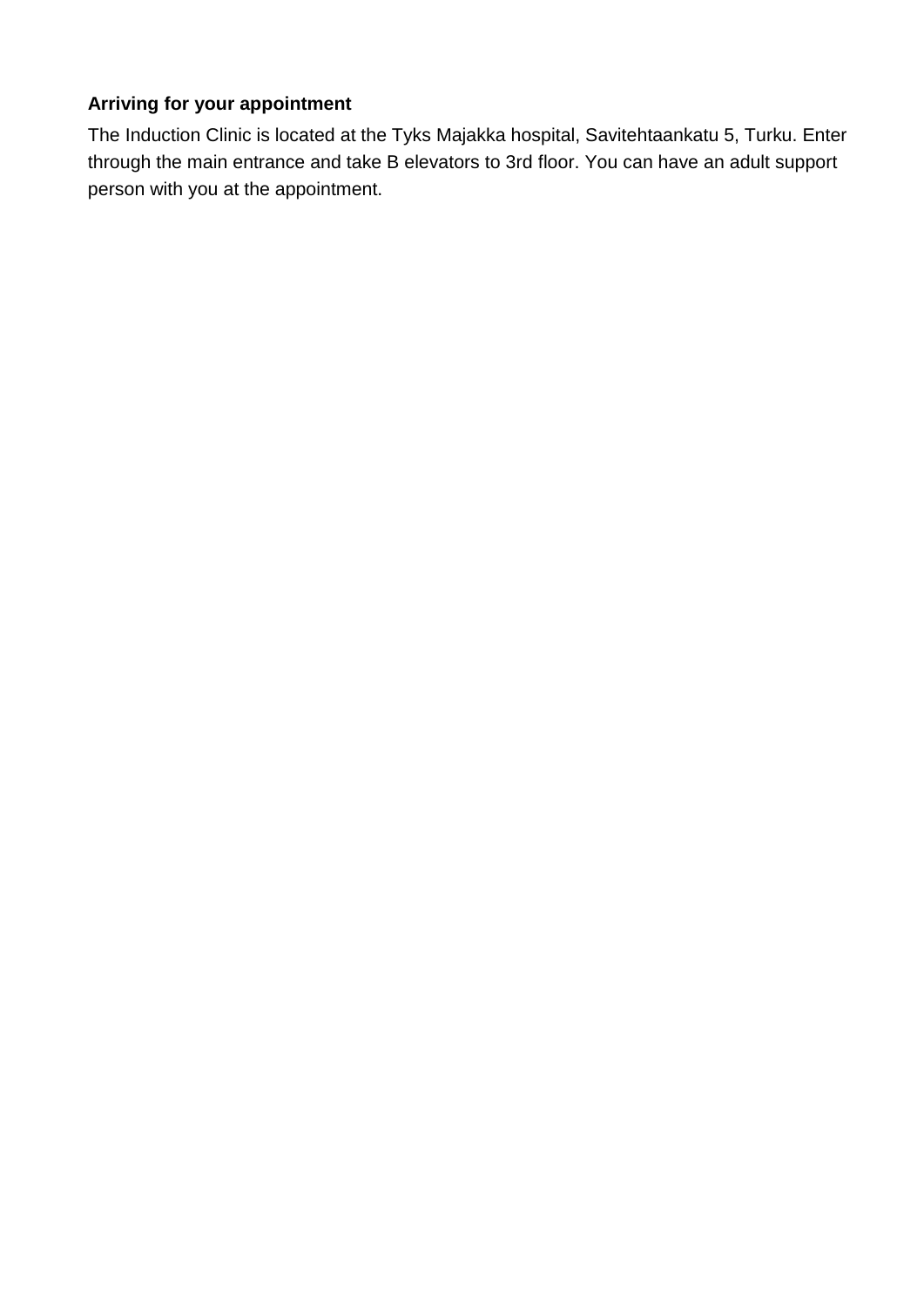**Arriving for your appointment**

The Induction Clinic is located at the Tyks Majakka hospital, Savitehtaankatu 5, Turku. Enter through the main entrance and take B elevators to 3rd floor. You can have an adult support person with you at the appointment.